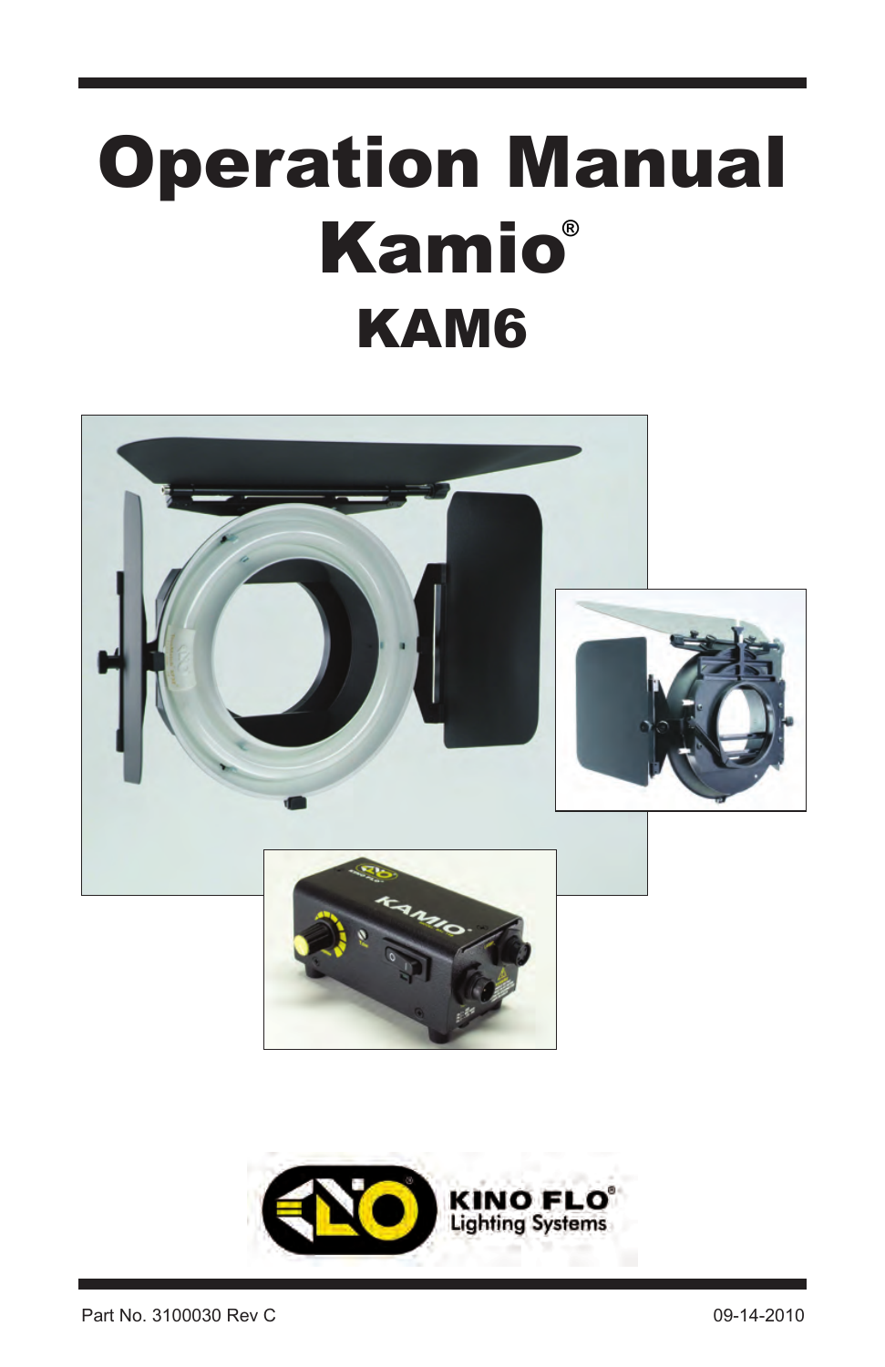# Operation Manual

# Kamio®

## KAM6

KINO FLO®
Lighting Systems

Part No. 3100030 Rev C

09-14-2010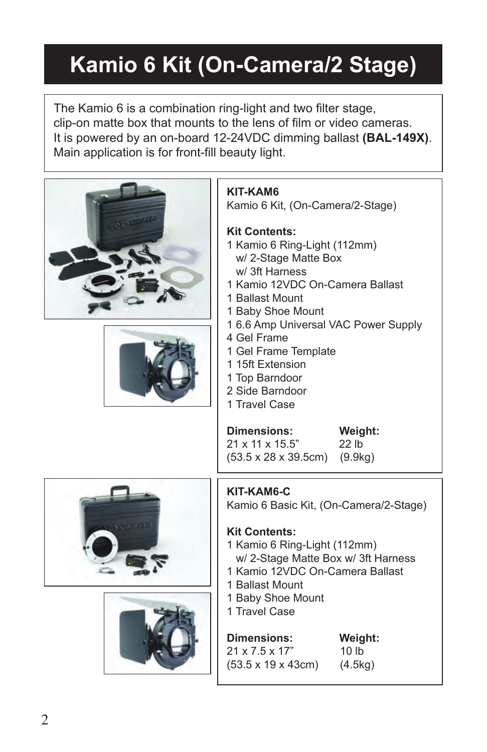# Kamio 6 Kit (On-Camera/2 Stage)

The Kamio 6 is a combination ring-light and two filter stage, clip-on matte box that mounts to the lens of film or video cameras. It is powered by an on-board 12-24VDC dimming ballast **(BAL-149X)**. Main application is for front-fill beauty light.

**KIT-KAM6**
Kamio 6 Kit, (On-Camera/2-Stage)

**Kit Contents:**
- 1 Kamio 6 Ring-Light (112mm)
  - w/ 2-Stage Matte Box
  - w/ 3ft Harness
- 1 Kamio 12VDC On-Camera Ballast
- 1 Ballast Mount
- 1 Baby Shoe Mount
- 1 6.6 Amp Universal VAC Power Supply
- 4 Gel Frame
- 1 Gel Frame Template
- 1 15ft Extension
- 1 Top Barndoor
- 2 Side Barndoor
- 1 Travel Case

| **Dimensions:** | **Weight:** |
|---|---|
| 21 x 11 x 15.5” | 22 lb |
| (53.5 x 28 x 39.5cm) | (9.9kg) |

**KIT-KAM6-C**
Kamio 6 Basic Kit, (On-Camera/2-Stage)

**Kit Contents:**
- 1 Kamio 6 Ring-Light (112mm)
  - w/ 2-Stage Matte Box w/ 3ft Harness
- 1 Kamio 12VDC On-Camera Ballast
- 1 Ballast Mount
- 1 Baby Shoe Mount
- 1 Travel Case

| **Dimensions:** | **Weight:** |
|---|---|
| 21 x 7.5 x 17” | 10 lb |
| (53.5 x 19 x 43cm) | (4.5kg) |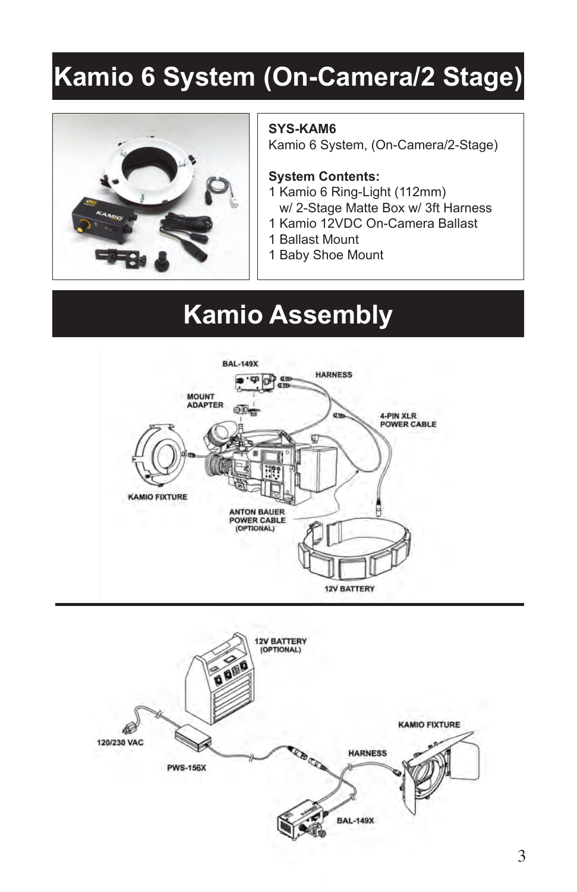# Kamio 6 System (On-Camera/2 Stage)

**SYS-KAM6**
Kamio 6 System, (On-Camera/2-Stage)

**System Contents:**
1 Kamio 6 Ring-Light (112mm)
  w/ 2-Stage Matte Box w/ 3ft Harness
1 Kamio 12VDC On-Camera Ballast
1 Ballast Mount
1 Baby Shoe Mount

# Kamio Assembly

BAL-149X
HARNESS
MOUNT ADAPTER
4-PIN XLR POWER CABLE
KAMIO FIXTURE
ANTON BAUER POWER CABLE (OPTIONAL)
12V BATTERY

12V BATTERY (OPTIONAL)
120/230 VAC
PWS-156X
HARNESS
KAMIO FIXTURE
BAL-149X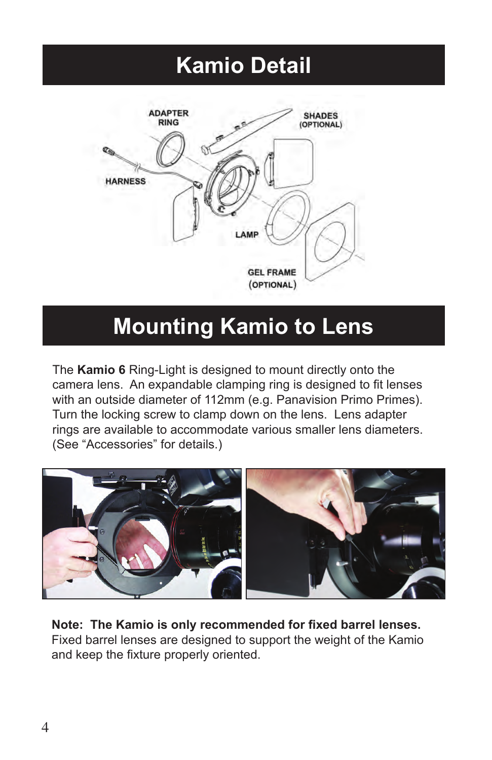# Kamio Detail

ADAPTER RING

SHADES (OPTIONAL)

HARNESS

LAMP

GEL FRAME (OPTIONAL)

# Mounting Kamio to Lens

The **Kamio 6** Ring-Light is designed to mount directly onto the camera lens. An expandable clamping ring is designed to fit lenses with an outside diameter of 112mm (e.g. Panavision Primo Primes). Turn the locking screw to clamp down on the lens. Lens adapter rings are available to accommodate various smaller lens diameters. (See "Accessories" for details.)

**Note: The Kamio is only recommended for fixed barrel lenses.** Fixed barrel lenses are designed to support the weight of the Kamio and keep the fixture properly oriented.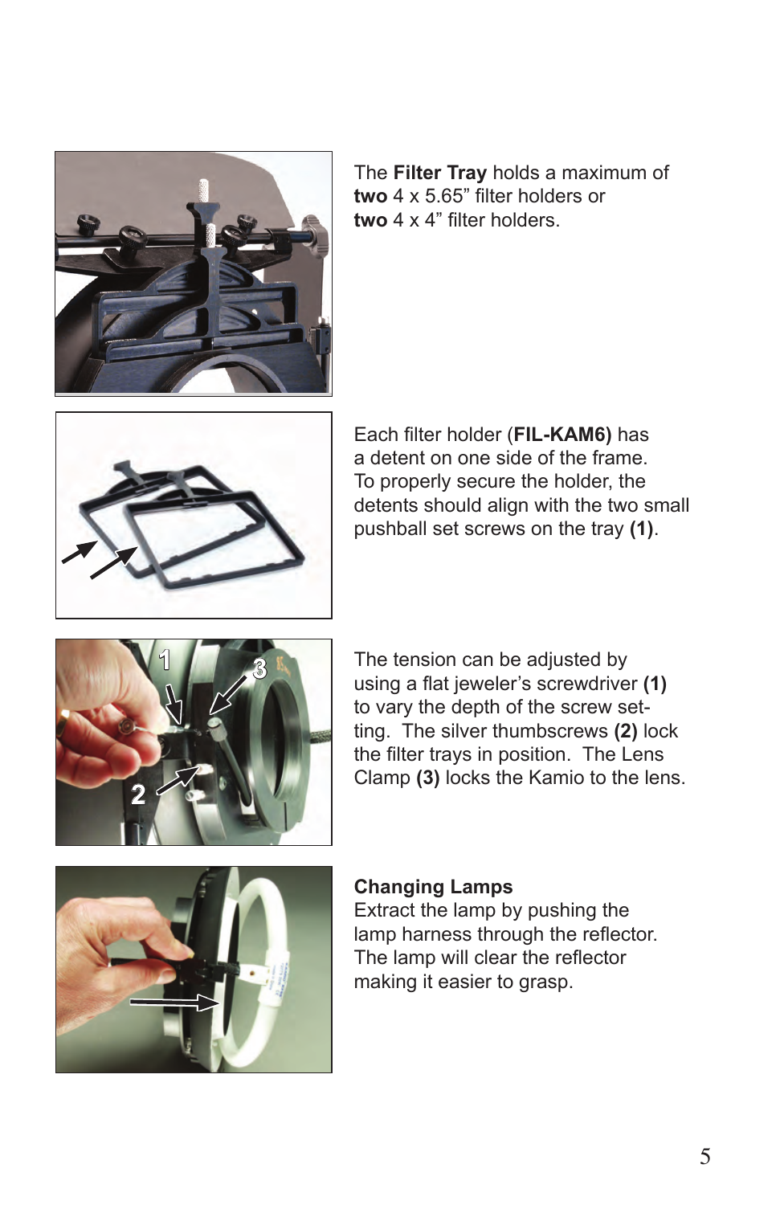The **Filter Tray** holds a maximum of **two** 4 x 5.65” filter holders or **two** 4 x 4” filter holders.

Each filter holder (**FIL-KAM6)** has a detent on one side of the frame. To properly secure the holder, the detents should align with the two small pushball set screws on the tray **(1)**.

The tension can be adjusted by using a flat jeweler’s screwdriver **(1)** to vary the depth of the screw setting. The silver thumbscrews **(2)** lock the filter trays in position. The Lens Clamp **(3)** locks the Kamio to the lens.

**Changing Lamps**
Extract the lamp by pushing the lamp harness through the reflector. The lamp will clear the reflector making it easier to grasp.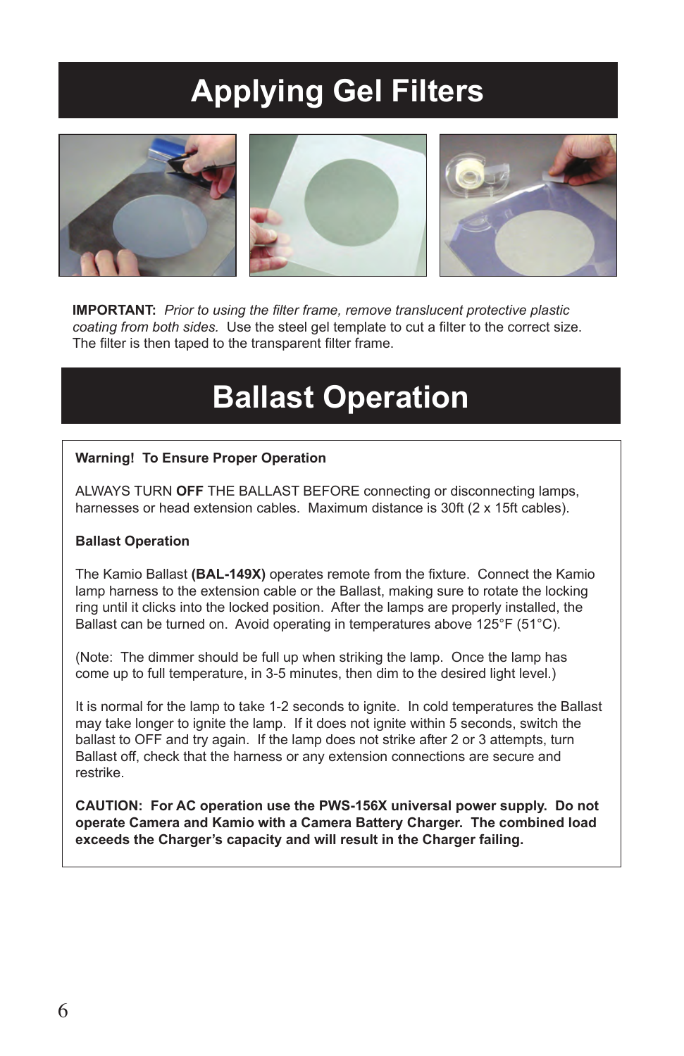# Applying Gel Filters

**IMPORTANT:** *Prior to using the filter frame, remove translucent protective plastic coating from both sides.* Use the steel gel template to cut a filter to the correct size. The filter is then taped to the transparent filter frame.

# Ballast Operation

**Warning! To Ensure Proper Operation**

ALWAYS TURN **OFF** THE BALLAST BEFORE connecting or disconnecting lamps, harnesses or head extension cables. Maximum distance is 30ft (2 x 15ft cables).

**Ballast Operation**

The Kamio Ballast **(BAL-149X)** operates remote from the fixture. Connect the Kamio lamp harness to the extension cable or the Ballast, making sure to rotate the locking ring until it clicks into the locked position. After the lamps are properly installed, the Ballast can be turned on. Avoid operating in temperatures above 125°F (51°C).

(Note: The dimmer should be full up when striking the lamp. Once the lamp has come up to full temperature, in 3-5 minutes, then dim to the desired light level.)

It is normal for the lamp to take 1-2 seconds to ignite. In cold temperatures the Ballast may take longer to ignite the lamp. If it does not ignite within 5 seconds, switch the ballast to OFF and try again. If the lamp does not strike after 2 or 3 attempts, turn Ballast off, check that the harness or any extension connections are secure and restrike.

**CAUTION: For AC operation use the PWS-156X universal power supply. Do not operate Camera and Kamio with a Camera Battery Charger. The combined load exceeds the Charger's capacity and will result in the Charger failing.**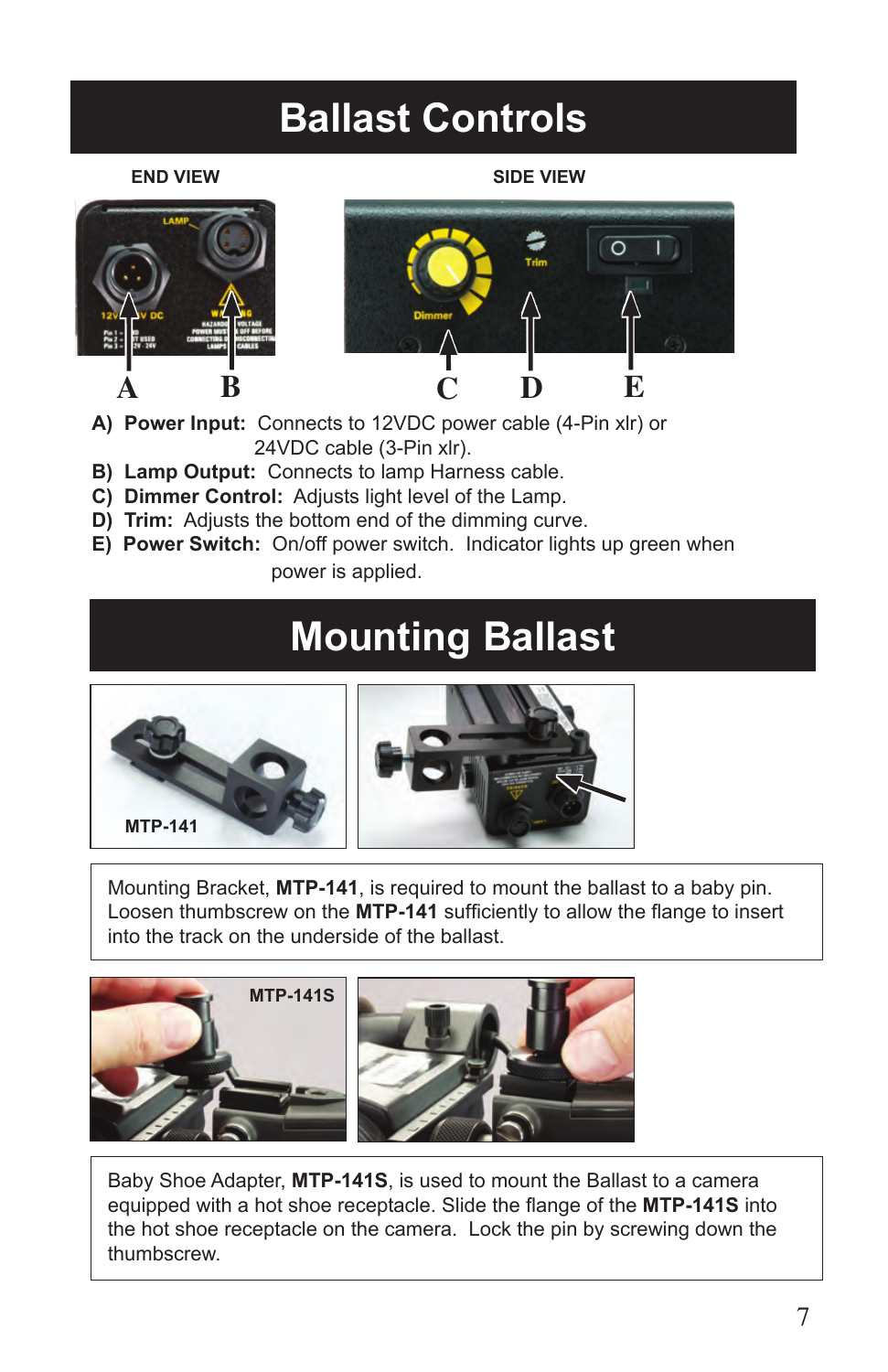# Ballast Controls

**END VIEW** **SIDE VIEW**

- **A) Power Input:** Connects to 12VDC power cable (4-Pin xlr) or 24VDC cable (3-Pin xlr).
- **B) Lamp Output:** Connects to lamp Harness cable.
- **C) Dimmer Control:** Adjusts light level of the Lamp.
- **D) Trim:** Adjusts the bottom end of the dimming curve.
- **E) Power Switch:** On/off power switch. Indicator lights up green when power is applied.

# Mounting Ballast

MTP-141

Mounting Bracket, **MTP-141**, is required to mount the ballast to a baby pin. Loosen thumbscrew on the **MTP-141** sufficiently to allow the flange to insert into the track on the underside of the ballast.

MTP-141S

Baby Shoe Adapter, **MTP-141S**, is used to mount the Ballast to a camera equipped with a hot shoe receptacle. Slide the flange of the **MTP-141S** into the hot shoe receptacle on the camera. Lock the pin by screwing down the thumbscrew.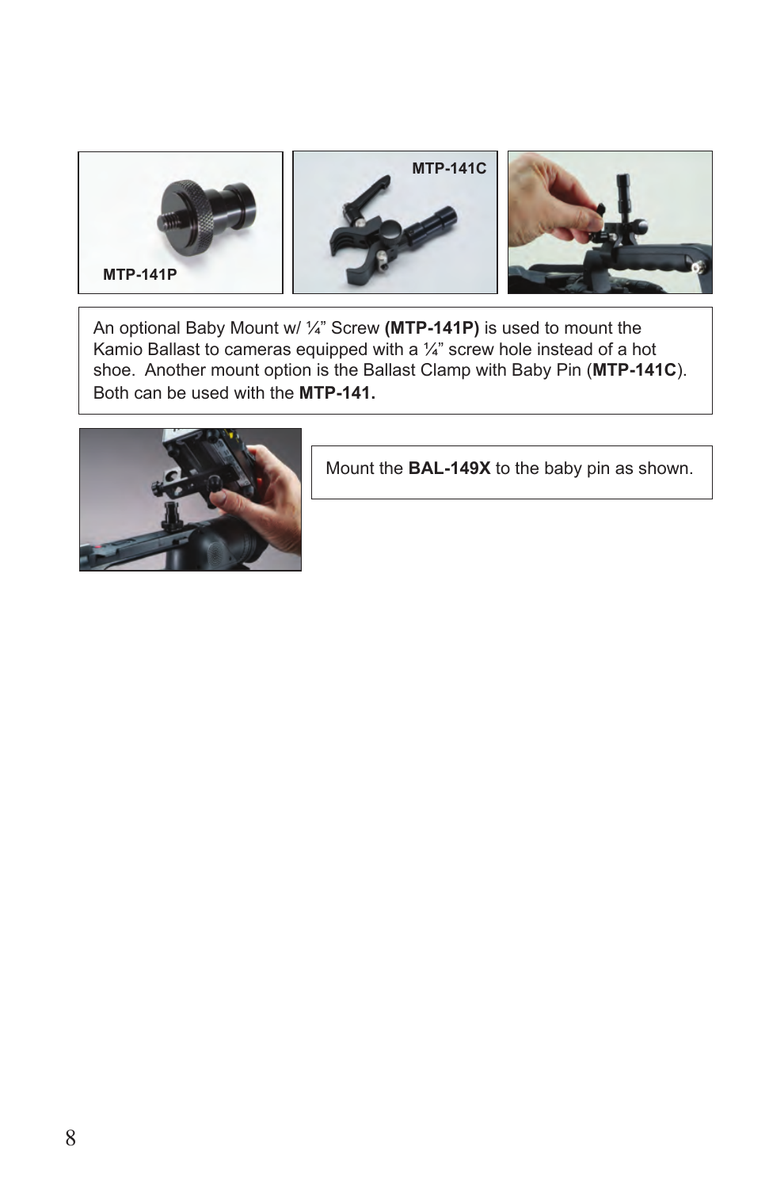MTP-141P

MTP-141C

An optional Baby Mount w/ ¼” Screw **(MTP-141P)** is used to mount the Kamio Ballast to cameras equipped with a ¼” screw hole instead of a hot shoe. Another mount option is the Ballast Clamp with Baby Pin (**MTP-141C**). Both can be used with the **MTP-141.**

Mount the **BAL-149X** to the baby pin as shown.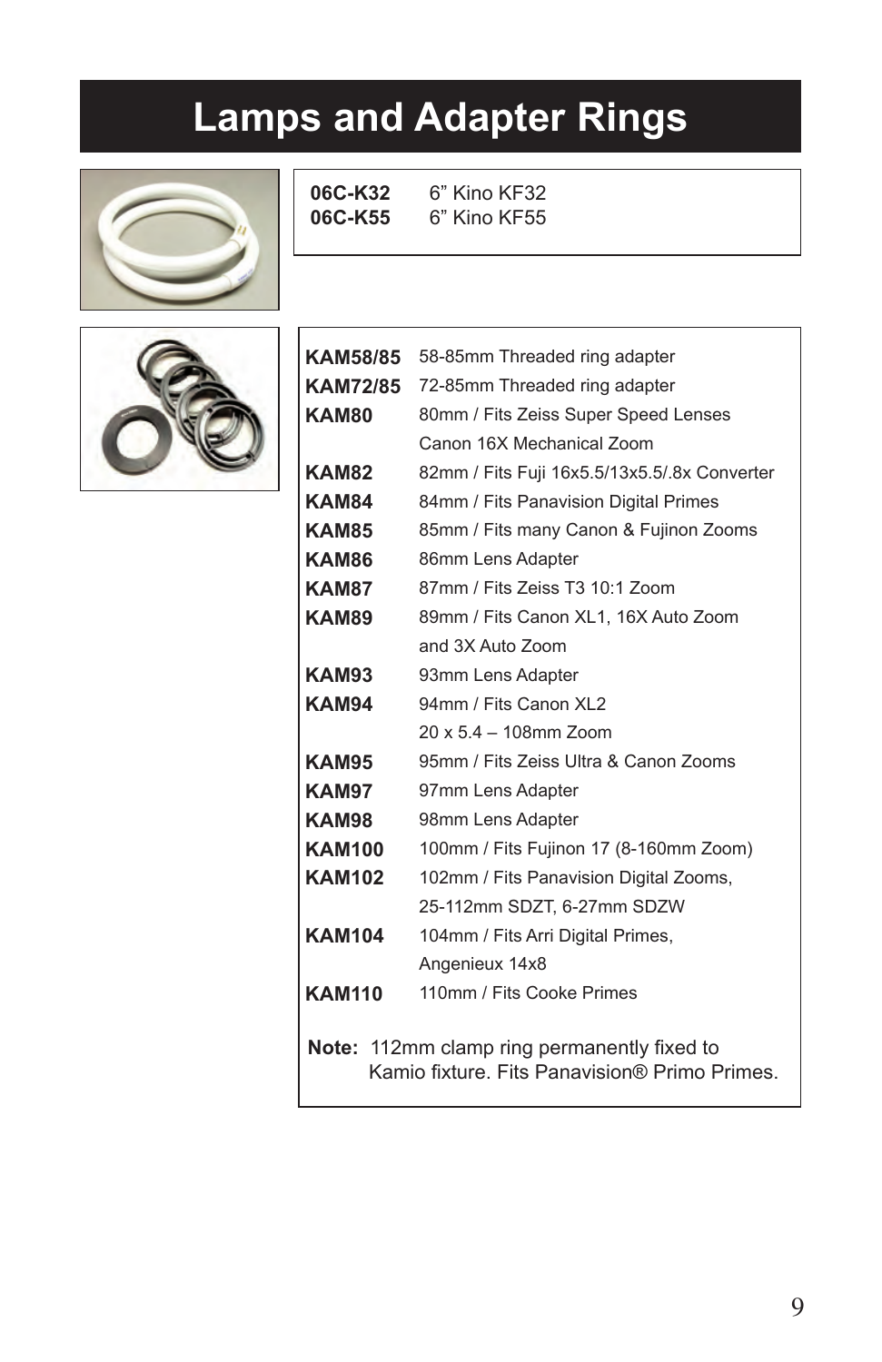# Lamps and Adapter Rings

| | |
|---|---|
| **06C-K32** | 6" Kino KF32 |
| **06C-K55** | 6" Kino KF55 |

| | |
|---|---|
| **KAM58/85** | 58-85mm Threaded ring adapter |
| **KAM72/85** | 72-85mm Threaded ring adapter |
| **KAM80** | 80mm / Fits Zeiss Super Speed Lenses Canon 16X Mechanical Zoom |
| **KAM82** | 82mm / Fits Fuji 16x5.5/13x5.5/.8x Converter |
| **KAM84** | 84mm / Fits Panavision Digital Primes |
| **KAM85** | 85mm / Fits many Canon & Fujinon Zooms |
| **KAM86** | 86mm Lens Adapter |
| **KAM87** | 87mm / Fits Zeiss T3 10:1 Zoom |
| **KAM89** | 89mm / Fits Canon XL1, 16X Auto Zoom and 3X Auto Zoom |
| **KAM93** | 93mm Lens Adapter |
| **KAM94** | 94mm / Fits Canon XL2 20 x 5.4 – 108mm Zoom |
| **KAM95** | 95mm / Fits Zeiss Ultra & Canon Zooms |
| **KAM97** | 97mm Lens Adapter |
| **KAM98** | 98mm Lens Adapter |
| **KAM100** | 100mm / Fits Fujinon 17 (8-160mm Zoom) |
| **KAM102** | 102mm / Fits Panavision Digital Zooms, 25-112mm SDZT, 6-27mm SDZW |
| **KAM104** | 104mm / Fits Arri Digital Primes, Angenieux 14x8 |
| **KAM110** | 110mm / Fits Cooke Primes |

**Note:** 112mm clamp ring permanently fixed to Kamio fixture. Fits Panavision® Primo Primes.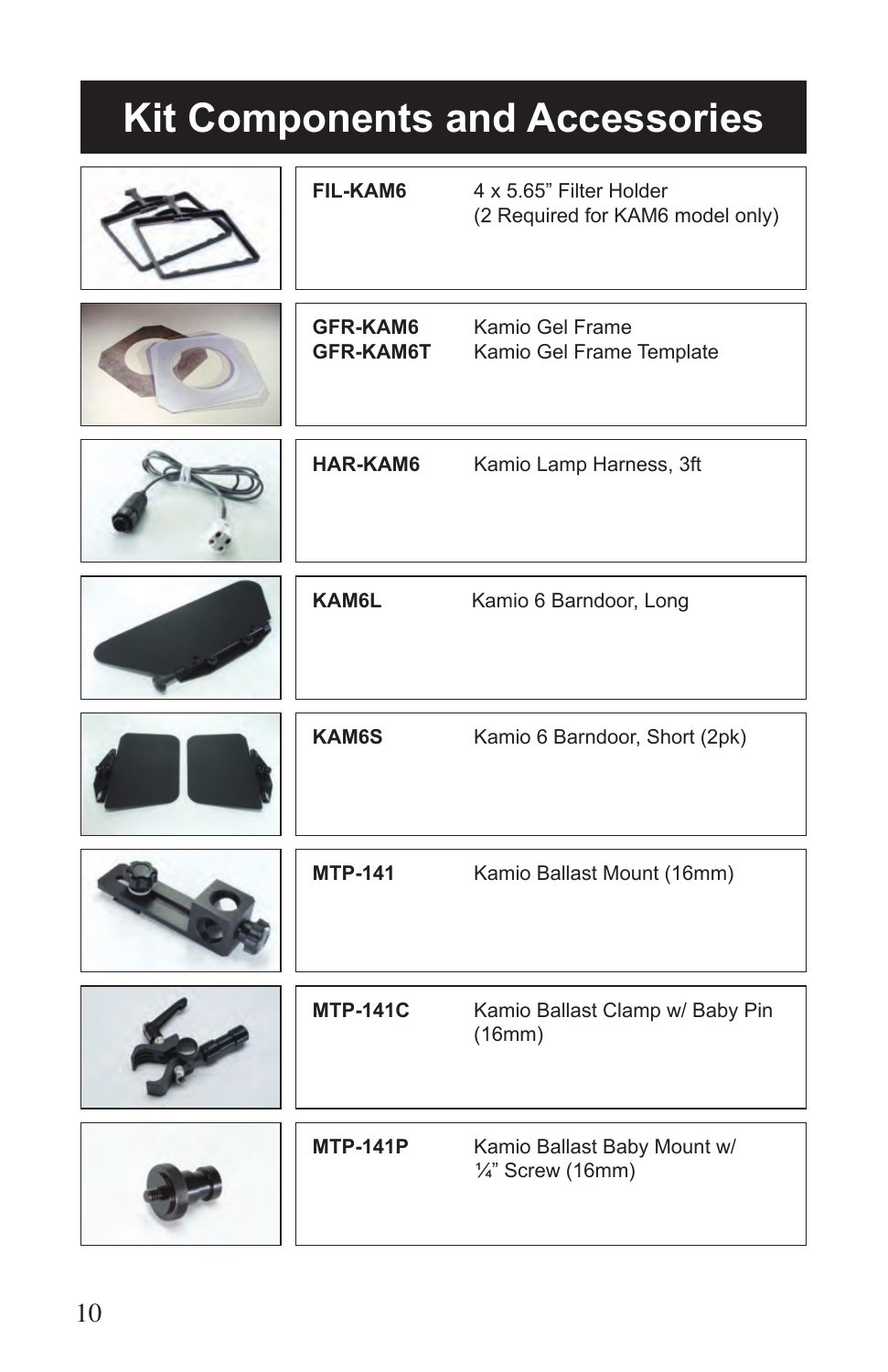# Kit Components and Accessories

| Part Number | Description |
|---|---|
| **FIL-KAM6** | 4 x 5.65" Filter Holder (2 Required for KAM6 model only) |
| **GFR-KAM6** | Kamio Gel Frame |
| **GFR-KAM6T** | Kamio Gel Frame Template |
| **HAR-KAM6** | Kamio Lamp Harness, 3ft |
| **KAM6L** | Kamio 6 Barndoor, Long |
| **KAM6S** | Kamio 6 Barndoor, Short (2pk) |
| **MTP-141** | Kamio Ballast Mount (16mm) |
| **MTP-141C** | Kamio Ballast Clamp w/ Baby Pin (16mm) |
| **MTP-141P** | Kamio Ballast Baby Mount w/ ¼" Screw (16mm) |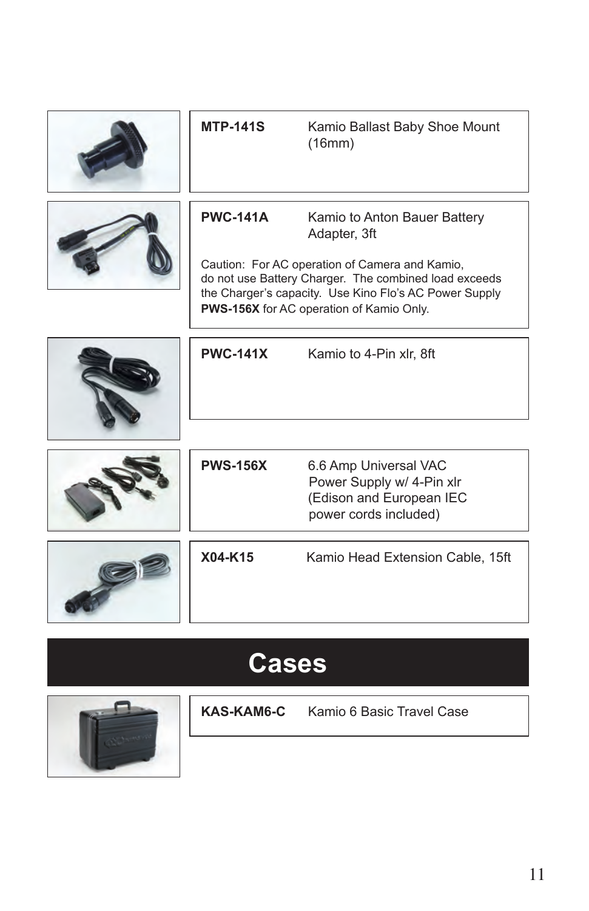| | |
|---|---|
| **MTP-141S** | Kamio Ballast Baby Shoe Mount (16mm) |

| | |
|---|---|
| **PWC-141A** | Kamio to Anton Bauer Battery Adapter, 3ft |

Caution: For AC operation of Camera and Kamio, do not use Battery Charger. The combined load exceeds the Charger's capacity. Use Kino Flo's AC Power Supply **PWS-156X** for AC operation of Kamio Only.

| | |
|---|---|
| **PWC-141X** | Kamio to 4-Pin xlr, 8ft |

| | |
|---|---|
| **PWS-156X** | 6.6 Amp Universal VAC Power Supply w/ 4-Pin xlr (Edison and European IEC power cords included) |

| | |
|---|---|
| **X04-K15** | Kamio Head Extension Cable, 15ft |

# Cases

| | |
|---|---|
| **KAS-KAM6-C** | Kamio 6 Basic Travel Case |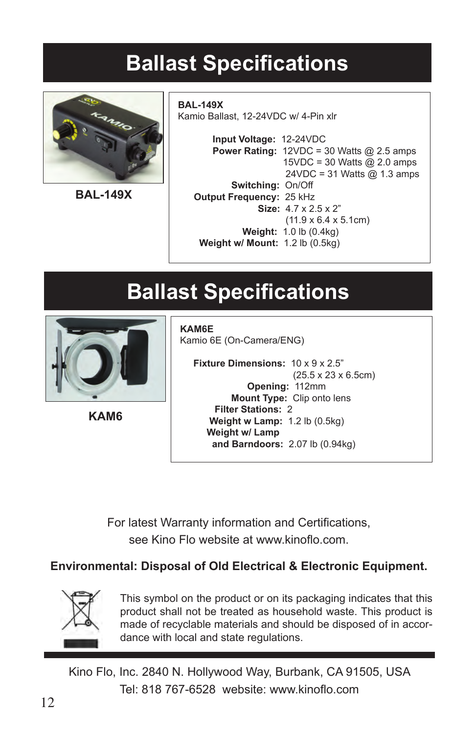# Ballast Specifications

**BAL-149X**

**BAL-149X**
Kamio Ballast, 12-24VDC w/ 4-Pin xlr

**Input Voltage:** 12-24VDC
**Power Rating:** 12VDC = 30 Watts @ 2.5 amps
15VDC = 30 Watts @ 2.0 amps
24VDC = 31 Watts @ 1.3 amps
**Switching:** On/Off
**Output Frequency:** 25 kHz
**Size:** 4.7 x 2.5 x 2"
(11.9 x 6.4 x 5.1cm)
**Weight:** 1.0 lb (0.4kg)
**Weight w/ Mount:** 1.2 lb (0.5kg)

# Ballast Specifications

**KAM6**

**KAM6E**
Kamio 6E (On-Camera/ENG)

**Fixture Dimensions:** 10 x 9 x 2.5"
(25.5 x 23 x 6.5cm)
**Opening:** 112mm
**Mount Type:** Clip onto lens
**Filter Stations:** 2
**Weight w Lamp:** 1.2 lb (0.5kg)
**Weight w/ Lamp and Barndoors:** 2.07 lb (0.94kg)

For latest Warranty information and Certifications, see Kino Flo website at www.kinoflo.com.

**Environmental: Disposal of Old Electrical & Electronic Equipment.**

This symbol on the product or on its packaging indicates that this product shall not be treated as household waste. This product is made of recyclable materials and should be disposed of in accordance with local and state regulations.

Kino Flo, Inc. 2840 N. Hollywood Way, Burbank, CA 91505, USA
Tel: 818 767-6528 website: www.kinoflo.com